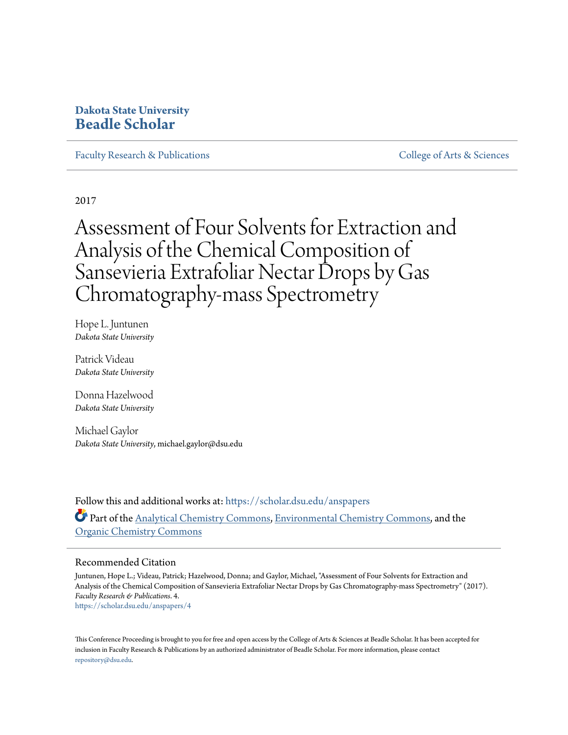**Dakota State University**
**Beadle Scholar**

Faculty Research & Publications | College of Arts & Sciences

2017

# Assessment of Four Solvents for Extraction and Analysis of the Chemical Composition of Sansevieria Extrafoliar Nectar Drops by Gas Chromatography-mass Spectrometry

Hope L. Juntunen
*Dakota State University*

Patrick Videau
*Dakota State University*

Donna Hazelwood
*Dakota State University*

Michael Gaylor
*Dakota State University*, michael.gaylor@dsu.edu

Follow this and additional works at: https://scholar.dsu.edu/anspapers

Part of the Analytical Chemistry Commons, Environmental Chemistry Commons, and the Organic Chemistry Commons

## Recommended Citation

Juntunen, Hope L.; Videau, Patrick; Hazelwood, Donna; and Gaylor, Michael, "Assessment of Four Solvents for Extraction and Analysis of the Chemical Composition of Sansevieria Extrafoliar Nectar Drops by Gas Chromatography-mass Spectrometry" (2017). *Faculty Research & Publications*. 4.
https://scholar.dsu.edu/anspapers/4

This Conference Proceeding is brought to you for free and open access by the College of Arts & Sciences at Beadle Scholar. It has been accepted for inclusion in Faculty Research & Publications by an authorized administrator of Beadle Scholar. For more information, please contact repository@dsu.edu.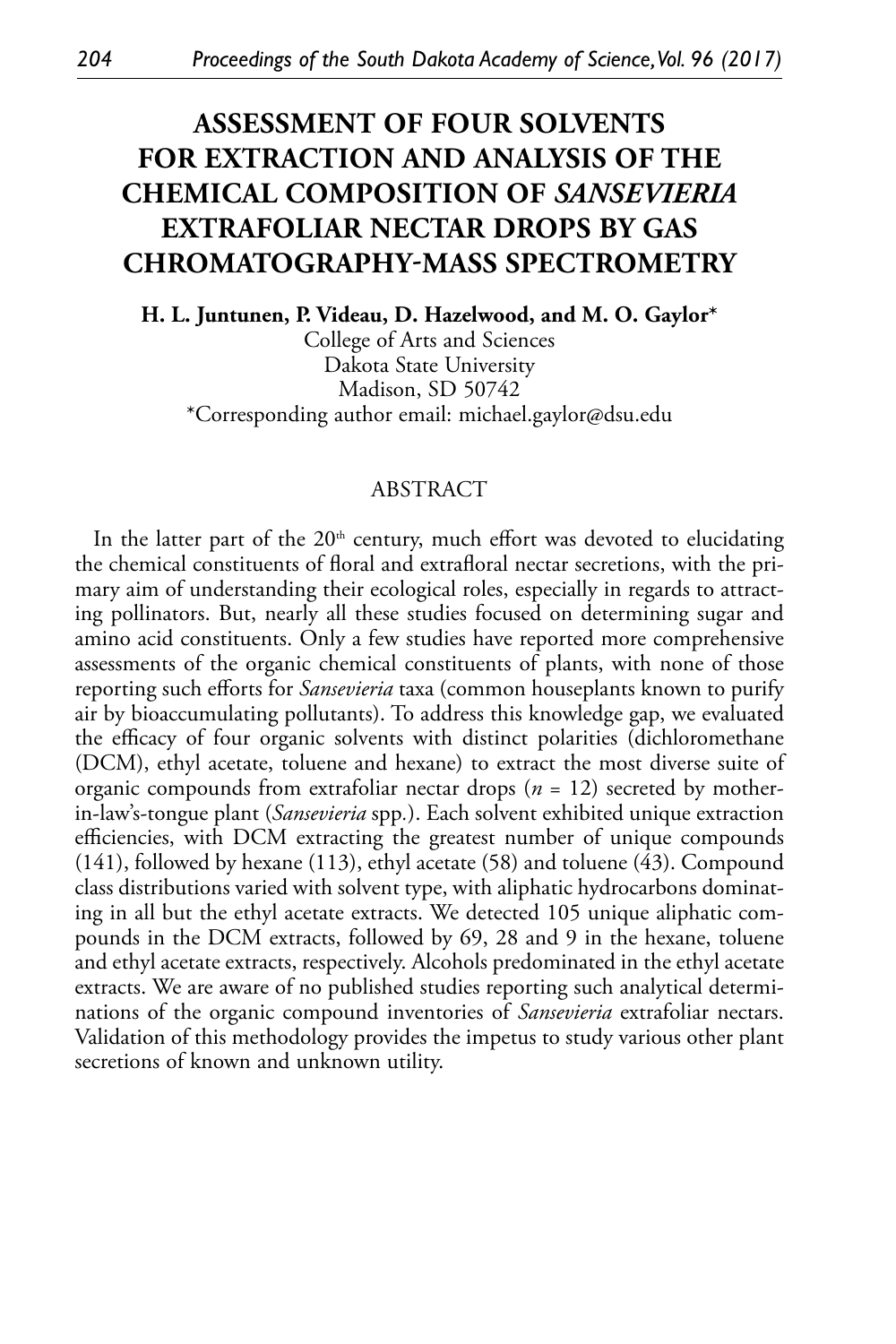# ASSESSMENT OF FOUR SOLVENTS FOR EXTRACTION AND ANALYSIS OF THE CHEMICAL COMPOSITION OF *SANSEVIERIA* EXTRAFOLIAR NECTAR DROPS BY GAS CHROMATOGRAPHY-MASS SPECTROMETRY

**H. L. Juntunen, P. Videau, D. Hazelwood, and M. O. Gaylor***

College of Arts and Sciences
Dakota State University
Madison, SD 50742
*Corresponding author email: michael.gaylor@dsu.edu

## ABSTRACT

In the latter part of the 20th century, much effort was devoted to elucidating the chemical constituents of floral and extrafloral nectar secretions, with the primary aim of understanding their ecological roles, especially in regards to attracting pollinators. But, nearly all these studies focused on determining sugar and amino acid constituents. Only a few studies have reported more comprehensive assessments of the organic chemical constituents of plants, with none of those reporting such efforts for *Sansevieria* taxa (common houseplants known to purify air by bioaccumulating pollutants). To address this knowledge gap, we evaluated the efficacy of four organic solvents with distinct polarities (dichloromethane (DCM), ethyl acetate, toluene and hexane) to extract the most diverse suite of organic compounds from extrafoliar nectar drops ($n$ = 12) secreted by mother-in-law's-tongue plant (*Sansevieria* spp.). Each solvent exhibited unique extraction efficiencies, with DCM extracting the greatest number of unique compounds (141), followed by hexane (113), ethyl acetate (58) and toluene (43). Compound class distributions varied with solvent type, with aliphatic hydrocarbons dominating in all but the ethyl acetate extracts. We detected 105 unique aliphatic compounds in the DCM extracts, followed by 69, 28 and 9 in the hexane, toluene and ethyl acetate extracts, respectively. Alcohols predominated in the ethyl acetate extracts. We are aware of no published studies reporting such analytical determinations of the organic compound inventories of *Sansevieria* extrafoliar nectars. Validation of this methodology provides the impetus to study various other plant secretions of known and unknown utility.